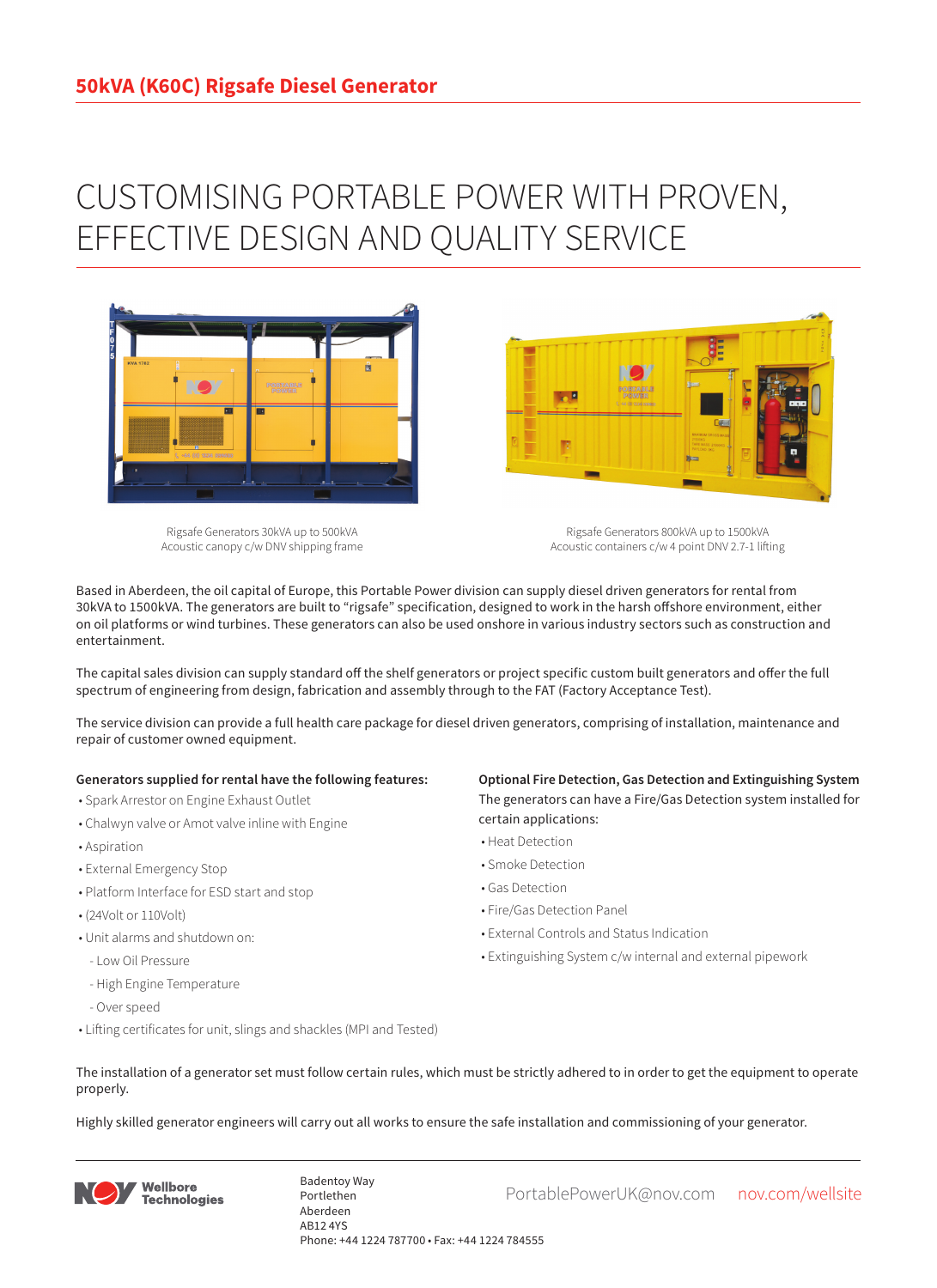# 50kVA (K60C) Rigsafe Diesel Generator

## CUSTOMISING PORTABLE POWER WITH PROVEN, EFFECTIVE DESIGN AND QUALITY SERVICE

Rigsafe Generators 30kVA up to 500kVA
Acoustic canopy c/w DNV shipping frame

Rigsafe Generators 800kVA up to 1500kVA
Acoustic containers c/w 4 point DNV 2.7-1 lifting

Based in Aberdeen, the oil capital of Europe, this Portable Power division can supply diesel driven generators for rental from 30kVA to 1500kVA. The generators are built to "rigsafe" specification, designed to work in the harsh offshore environment, either on oil platforms or wind turbines. These generators can also be used onshore in various industry sectors such as construction and entertainment.

The capital sales division can supply standard off the shelf generators or project specific custom built generators and offer the full spectrum of engineering from design, fabrication and assembly through to the FAT (Factory Acceptance Test).

The service division can provide a full health care package for diesel driven generators, comprising of installation, maintenance and repair of customer owned equipment.

**Generators supplied for rental have the following features:**

- Spark Arrestor on Engine Exhaust Outlet
- Chalwyn valve or Amot valve inline with Engine
- Aspiration
- External Emergency Stop
- Platform Interface for ESD start and stop
- (24Volt or 110Volt)
- Unit alarms and shutdown on:
  - Low Oil Pressure
  - High Engine Temperature
  - Over speed
- Lifting certificates for unit, slings and shackles (MPI and Tested)

**Optional Fire Detection, Gas Detection and Extinguishing System**

The generators can have a Fire/Gas Detection system installed for certain applications:

- Heat Detection
- Smoke Detection
- Gas Detection
- Fire/Gas Detection Panel
- External Controls and Status Indication
- Extinguishing System c/w internal and external pipework

The installation of a generator set must follow certain rules, which must be strictly adhered to in order to get the equipment to operate properly.

Highly skilled generator engineers will carry out all works to ensure the safe installation and commissioning of your generator.

Wellbore Technologies

Badentoy Way
Portlethen
Aberdeen
AB12 4YS
Phone: +44 1224 787700 • Fax: +44 1224 784555

PortablePowerUK@nov.com nov.com/wellsite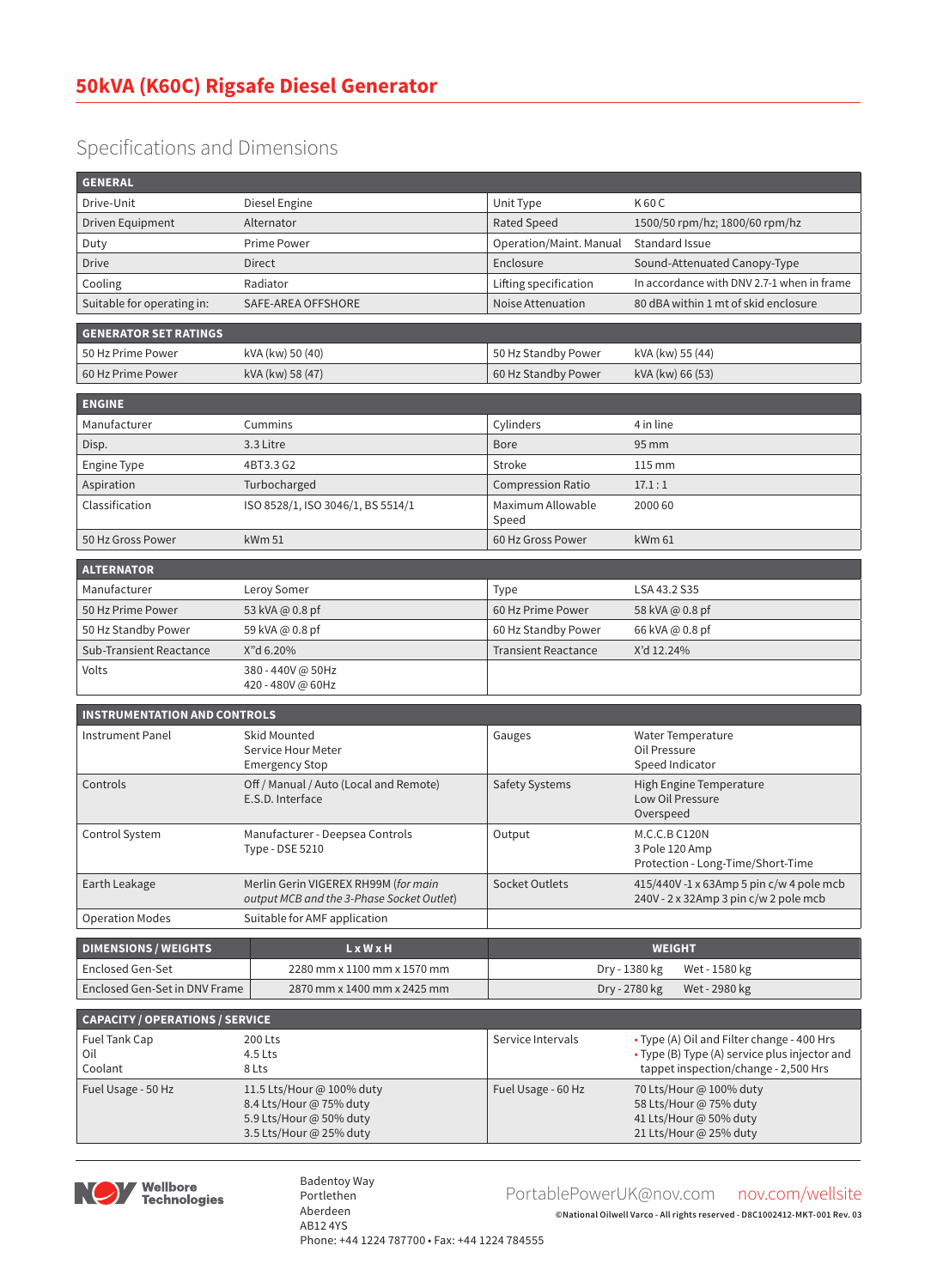# 50kVA (K60C) Rigsafe Diesel Generator

## Specifications and Dimensions

| GENERAL | | | |
|---|---|---|---|
| Drive-Unit | Diesel Engine | Unit Type | K 60 C |
| Driven Equipment | Alternator | Rated Speed | 1500/50 rpm/hz; 1800/60 rpm/hz |
| Duty | Prime Power | Operation/Maint. Manual | Standard Issue |
| Drive | Direct | Enclosure | Sound-Attenuated Canopy-Type |
| Cooling | Radiator | Lifting specification | In accordance with DNV 2.7-1 when in frame |
| Suitable for operating in: | SAFE-AREA OFFSHORE | Noise Attenuation | 80 dBA within 1 mt of skid enclosure |

| GENERATOR SET RATINGS | | | |
|---|---|---|---|
| 50 Hz Prime Power | kVA (kw) 50 (40) | 50 Hz Standby Power | kVA (kw) 55 (44) |
| 60 Hz Prime Power | kVA (kw) 58 (47) | 60 Hz Standby Power | kVA (kw) 66 (53) |

| ENGINE | | | |
|---|---|---|---|
| Manufacturer | Cummins | Cylinders | 4 in line |
| Disp. | 3.3 Litre | Bore | 95 mm |
| Engine Type | 4BT3.3 G2 | Stroke | 115 mm |
| Aspiration | Turbocharged | Compression Ratio | 17.1 : 1 |
| Classification | ISO 8528/1, ISO 3046/1, BS 5514/1 | Maximum Allowable Speed | 2000 60 |
| 50 Hz Gross Power | kWm 51 | 60 Hz Gross Power | kWm 61 |

| ALTERNATOR | | | |
|---|---|---|---|
| Manufacturer | Leroy Somer | Type | LSA 43.2 S35 |
| 50 Hz Prime Power | 53 kVA @ 0.8 pf | 60 Hz Prime Power | 58 kVA @ 0.8 pf |
| 50 Hz Standby Power | 59 kVA @ 0.8 pf | 60 Hz Standby Power | 66 kVA @ 0.8 pf |
| Sub-Transient Reactance | X"d 6.20% | Transient Reactance | X'd 12.24% |
| Volts | 380 - 440V @ 50Hz<br>420 - 480V @ 60Hz | | |

| INSTRUMENTATION AND CONTROLS | | | |
|---|---|---|---|
| Instrument Panel | Skid Mounted<br>Service Hour Meter<br>Emergency Stop | Gauges | Water Temperature<br>Oil Pressure<br>Speed Indicator |
| Controls | Off / Manual / Auto (Local and Remote)<br>E.S.D. Interface | Safety Systems | High Engine Temperature<br>Low Oil Pressure<br>Overspeed |
| Control System | Manufacturer - Deepsea Controls<br>Type - DSE 5210 | Output | M.C.C.B C120N<br>3 Pole 120 Amp<br>Protection - Long-Time/Short-Time |
| Earth Leakage | Merlin Gerin VIGEREX RH99M (*for main output MCB and the 3-Phase Socket Outlet*) | Socket Outlets | 415/440V -1 x 63Amp 5 pin c/w 4 pole mcb<br>240V - 2 x 32Amp 3 pin c/w 2 pole mcb |
| Operation Modes | Suitable for AMF application | | |

| DIMENSIONS / WEIGHTS | L x W x H | WEIGHT |
|---|---|---|
| Enclosed Gen-Set | 2280 mm x 1100 mm x 1570 mm | Dry - 1380 kg Wet - 1580 kg |
| Enclosed Gen-Set in DNV Frame | 2870 mm x 1400 mm x 2425 mm | Dry - 2780 kg Wet - 2980 kg |

| CAPACITY / OPERATIONS / SERVICE | | | |
|---|---|---|---|
| Fuel Tank Cap<br>Oil<br>Coolant | 200 Lts<br>4.5 Lts<br>8 Lts | Service Intervals | • Type (A) Oil and Filter change - 400 Hrs<br>• Type (B) Type (A) service plus injector and tappet inspection/change - 2,500 Hrs |
| Fuel Usage - 50 Hz | 11.5 Lts/Hour @ 100% duty<br>8.4 Lts/Hour @ 75% duty<br>5.9 Lts/Hour @ 50% duty<br>3.5 Lts/Hour @ 25% duty | Fuel Usage - 60 Hz | 70 Lts/Hour @ 100% duty<br>58 Lts/Hour @ 75% duty<br>41 Lts/Hour @ 50% duty<br>21 Lts/Hour @ 25% duty |

NOV Wellbore Technologies

Badentoy Way
Portlethen
Aberdeen
AB12 4YS
Phone: +44 1224 787700 • Fax: +44 1224 784555

PortablePowerUK@nov.com nov.com/wellsite

©National Oilwell Varco - All rights reserved - D8C1002412-MKT-001 Rev. 03